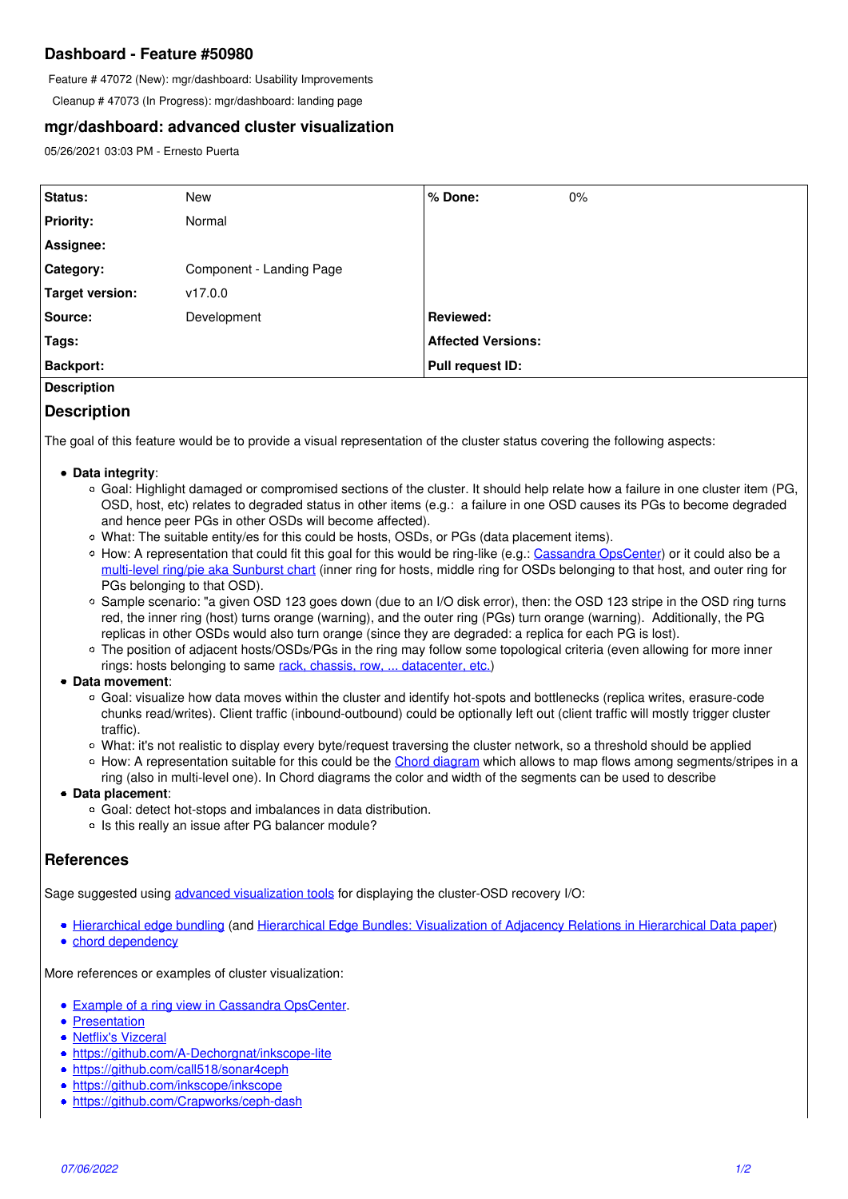# Dashboard - Feature #50980

Feature # 47072 (New): mgr/dashboard: Usability Improvements

Cleanup # 47073 (In Progress): mgr/dashboard: landing page

## mgr/dashboard: advanced cluster visualization

05/26/2021 03:03 PM - Ernesto Puerta

| | | | |
|---|---|---|---|
| **Status:** | New | **% Done:** | 0% |
| **Priority:** | Normal | | |
| **Assignee:** | | | |
| **Category:** | Component - Landing Page | | |
| **Target version:** | v17.0.0 | | |
| **Source:** | Development | **Reviewed:** | |
| **Tags:** | | **Affected Versions:** | |
| **Backport:** | | **Pull request ID:** | |

**Description**

## Description

The goal of this feature would be to provide a visual representation of the cluster status covering the following aspects:

- **Data integrity**:
  - Goal: Highlight damaged or compromised sections of the cluster. It should help relate how a failure in one cluster item (PG, OSD, host, etc) relates to degraded status in other items (e.g.: a failure in one OSD causes its PGs to become degraded and hence peer PGs in other OSDs will become affected).
  - What: The suitable entity/es for this could be hosts, OSDs, or PGs (data placement items).
  - How: A representation that could fit this goal for this would be ring-like (e.g.: Cassandra OpsCenter) or it could also be a multi-level ring/pie aka Sunburst chart (inner ring for hosts, middle ring for OSDs belonging to that host, and outer ring for PGs belonging to that OSD).
  - Sample scenario: "a given OSD 123 goes down (due to an I/O disk error), then: the OSD 123 stripe in the OSD ring turns red, the inner ring (host) turns orange (warning), and the outer ring (PGs) turn orange (warning). Additionally, the PG replicas in other OSDs would also turn orange (since they are degraded: a replica for each PG is lost).
  - The position of adjacent hosts/OSDs/PGs in the ring may follow some topological criteria (even allowing for more inner rings: hosts belonging to same rack, chassis, row, ... datacenter, etc.)
- **Data movement**:
  - Goal: visualize how data moves within the cluster and identify hot-spots and bottlenecks (replica writes, erasure-code chunks read/writes). Client traffic (inbound-outbound) could be optionally left out (client traffic will mostly trigger cluster traffic).
  - What: it's not realistic to display every byte/request traversing the cluster network, so a threshold should be applied
  - How: A representation suitable for this could be the Chord diagram which allows to map flows among segments/stripes in a ring (also in multi-level one). In Chord diagrams the color and width of the segments can be used to describe
- **Data placement**:
  - Goal: detect hot-stops and imbalances in data distribution.
  - Is this really an issue after PG balancer module?

## References

Sage suggested using advanced visualization tools for displaying the cluster-OSD recovery I/O:

- Hierarchical edge bundling (and Hierarchical Edge Bundles: Visualization of Adjacency Relations in Hierarchical Data paper)
- chord dependency

More references or examples of cluster visualization:

- Example of a ring view in Cassandra OpsCenter.
- Presentation
- Netflix's Vizceral
- https://github.com/A-Dechorgnat/inkscope-lite
- https://github.com/call518/sonar4ceph
- https://github.com/inkscope/inkscope
- https://github.com/Crapworks/ceph-dash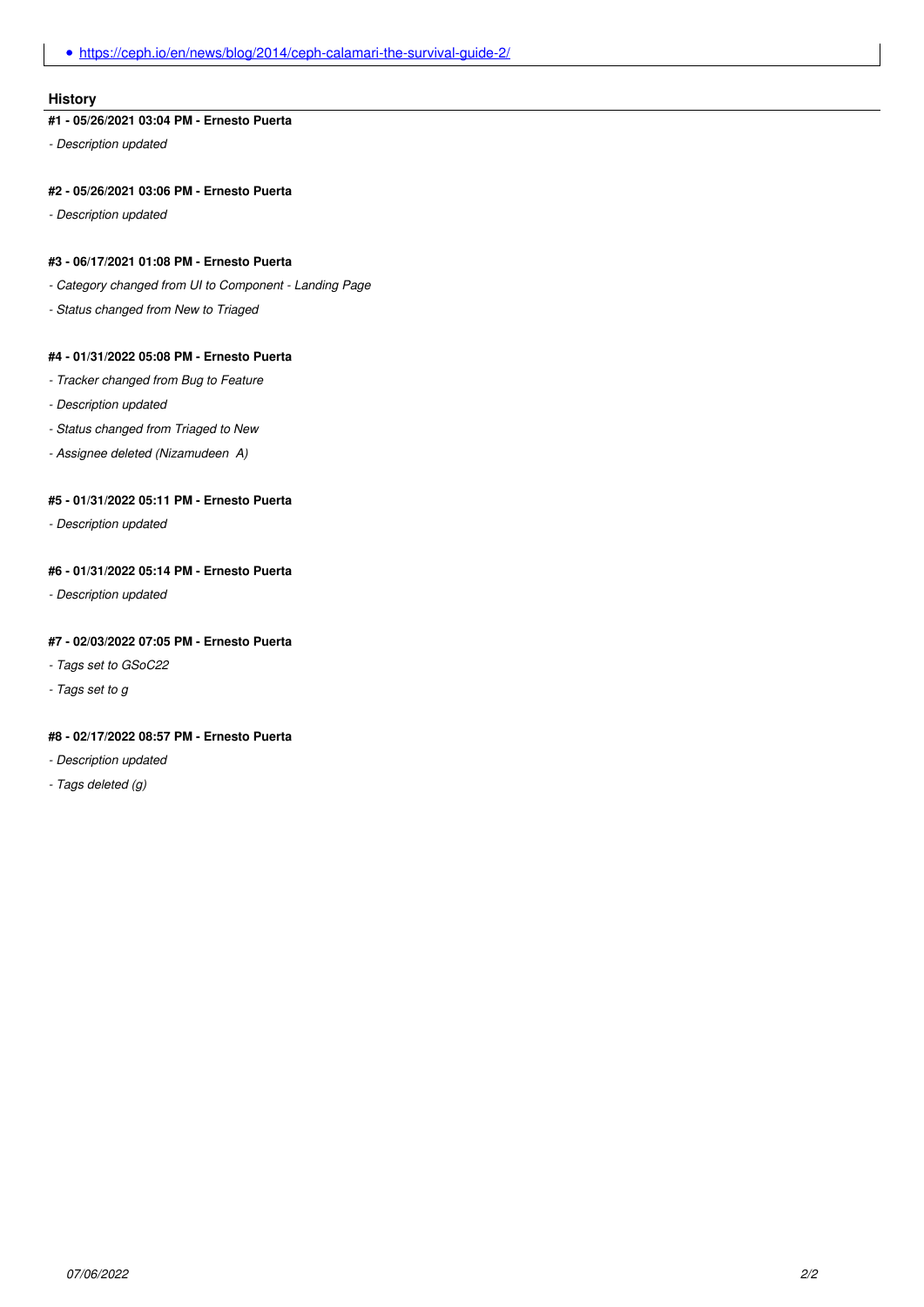- https://ceph.io/en/news/blog/2014/ceph-calamari-the-survival-guide-2/

## History

#### #1 - 05/26/2021 03:04 PM - Ernesto Puerta

*- Description updated*

#### #2 - 05/26/2021 03:06 PM - Ernesto Puerta

*- Description updated*

#### #3 - 06/17/2021 01:08 PM - Ernesto Puerta

*- Category changed from UI to Component - Landing Page*

*- Status changed from New to Triaged*

#### #4 - 01/31/2022 05:08 PM - Ernesto Puerta

*- Tracker changed from Bug to Feature*

*- Description updated*

*- Status changed from Triaged to New*

*- Assignee deleted (Nizamudeen  A)*

#### #5 - 01/31/2022 05:11 PM - Ernesto Puerta

*- Description updated*

#### #6 - 01/31/2022 05:14 PM - Ernesto Puerta

*- Description updated*

#### #7 - 02/03/2022 07:05 PM - Ernesto Puerta

*- Tags set to GSoC22*

*- Tags set to g*

#### #8 - 02/17/2022 08:57 PM - Ernesto Puerta

*- Description updated*

*- Tags deleted (g)*